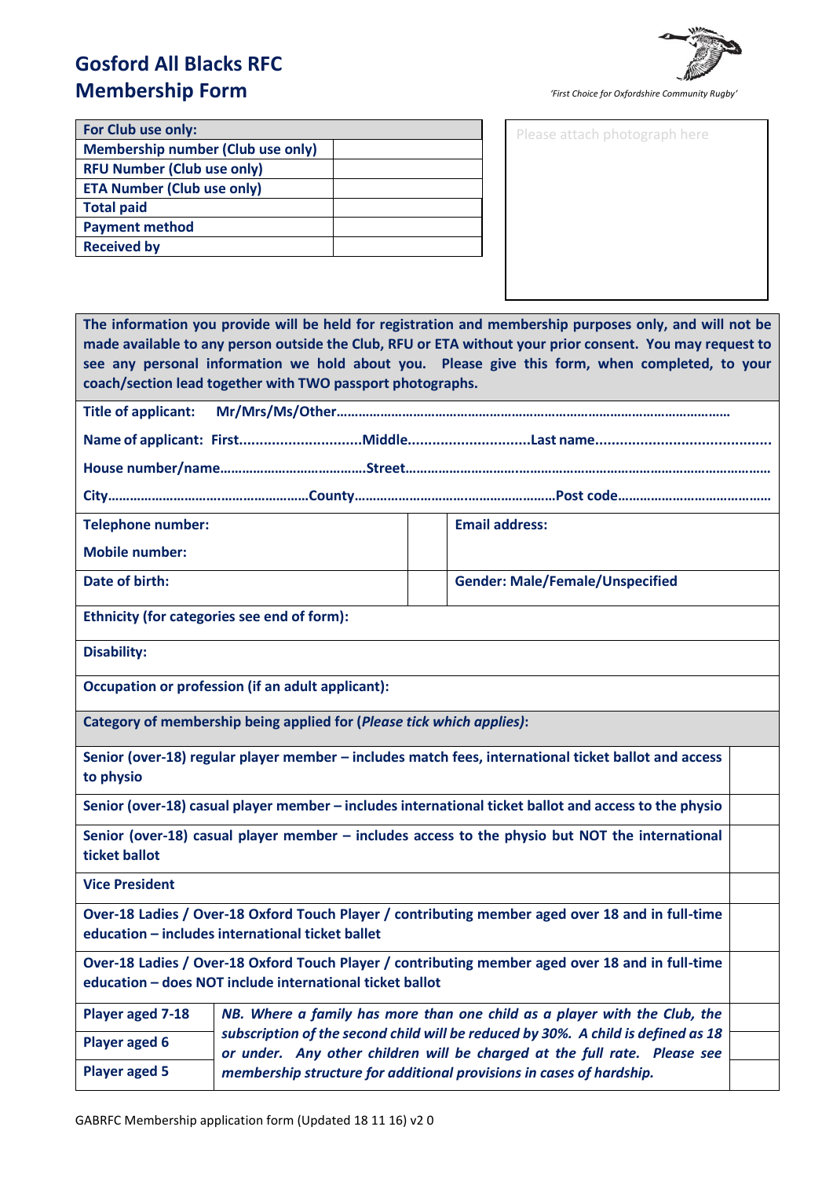# Gosford All Blacks RFC
# Membership Form

*'First Choice for Oxfordshire Community Rugby'*

| For Club use only: | |
|---|---|
| Membership number (Club use only) | |
| RFU Number (Club use only) | |
| ETA Number (Club use only) | |
| Total paid | |
| Payment method | |
| Received by | |

Please attach photograph here

**The information you provide will be held for registration and membership purposes only, and will not be made available to any person outside the Club, RFU or ETA without your prior consent. You may request to see any personal information we hold about you. Please give this form, when completed, to your coach/section lead together with TWO passport photographs.**

**Title of applicant: Mr/Mrs/Ms/Other……………………………………………………………………………………………**

**Name of applicant: First.............................Middle.............................Last name..........................................**

**House number/name…………………………………Street………………………………………………………………………………………**

**City………………………………………………County………………………………………………Post code……………………………………**

| | | |
|---|---|---|
| **Telephone number:**<br>**Mobile number:** | | **Email address:** |
| **Date of birth:** | | **Gender: Male/Female/Unspecified** |

**Ethnicity (for categories see end of form):**

**Disability:**

**Occupation or profession (if an adult applicant):**

| **Category of membership being applied for (*Please tick which applies*):** | | |
|---|---|---|
| **Senior (over-18) regular player member – includes match fees, international ticket ballot and access to physio** | | |
| **Senior (over-18) casual player member – includes international ticket ballot and access to the physio** | | |
| **Senior (over-18) casual player member – includes access to the physio but NOT the international ticket ballot** | | |
| **Vice President** | | |
| **Over-18 Ladies / Over-18 Oxford Touch Player / contributing member aged over 18 and in full-time education – includes international ticket ballet** | | |
| **Over-18 Ladies / Over-18 Oxford Touch Player / contributing member aged over 18 and in full-time education – does NOT include international ticket ballot** | | |
| **Player aged 7-18** | ***NB. Where a family has more than one child as a player with the Club, the subscription of the second child will be reduced by 30%. A child is defined as 18 or under. Any other children will be charged at the full rate. Please see membership structure for additional provisions in cases of hardship.*** | |
| **Player aged 6** | | |
| **Player aged 5** | | |

GABRFC Membership application form (Updated 18 11 16) v2 0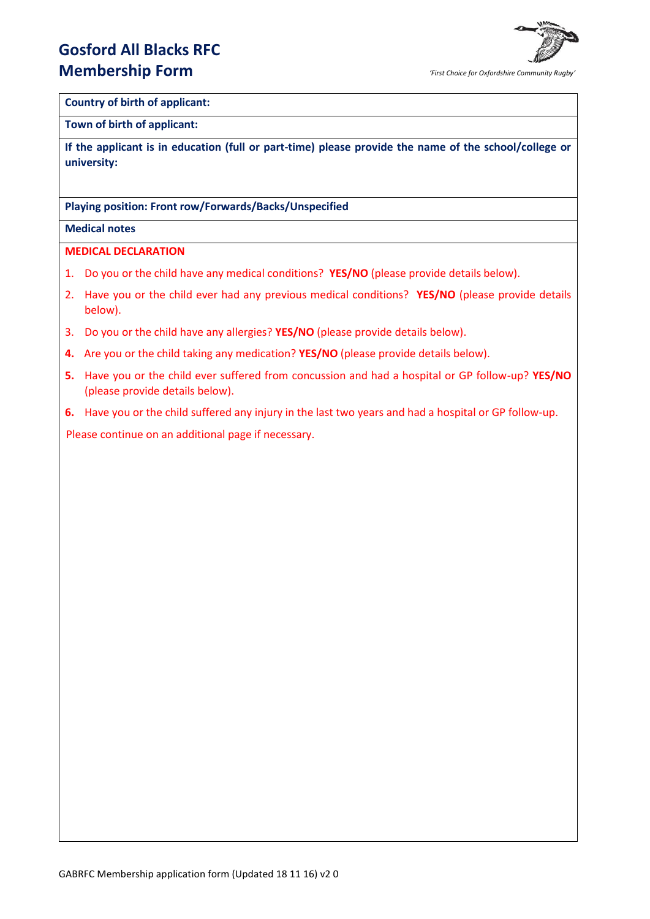# Gosford All Blacks RFC
# Membership Form

*'First Choice for Oxfordshire Community Rugby'*

**Country of birth of applicant:**

**Town of birth of applicant:**

**If the applicant is in education (full or part-time) please provide the name of the school/college or university:**

**Playing position: Front row/Forwards/Backs/Unspecified**

**Medical notes**

**MEDICAL DECLARATION**

1. Do you or the child have any medical conditions? **YES/NO** (please provide details below).
2. Have you or the child ever had any previous medical conditions? **YES/NO** (please provide details below).
3. Do you or the child have any allergies? **YES/NO** (please provide details below).
4. Are you or the child taking any medication? **YES/NO** (please provide details below).
5. Have you or the child ever suffered from concussion and had a hospital or GP follow-up? **YES/NO** (please provide details below).
6. Have you or the child suffered any injury in the last two years and had a hospital or GP follow-up.

Please continue on an additional page if necessary.

GABRFC Membership application form (Updated 18 11 16) v2 0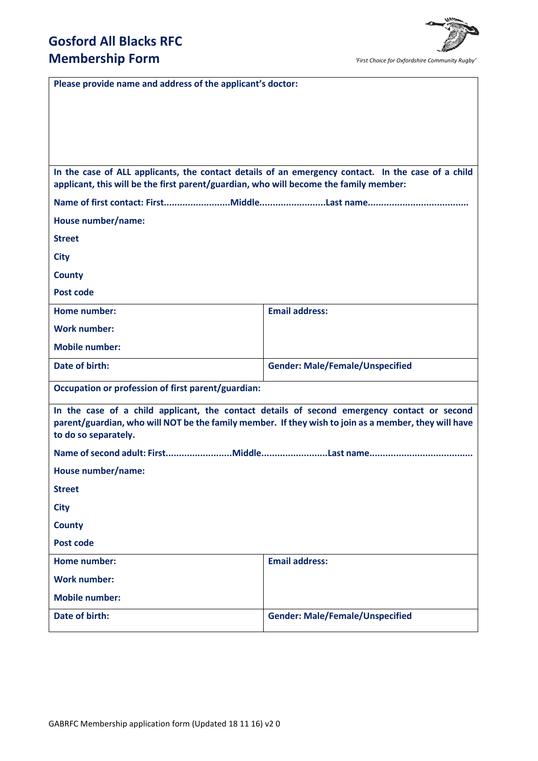# Gosford All Blacks RFC
# Membership Form

*'First Choice for Oxfordshire Community Rugby'*

**Please provide name and address of the applicant's doctor:**

**In the case of ALL applicants, the contact details of an emergency contact. In the case of a child applicant, this will be the first parent/guardian, who will become the family member:**

**Name of first contact: First.........................Middle.........................Last name......................................**

**House number/name:**

**Street**

**City**

**County**

**Post code**

| **Home number:** | **Email address:** |
|---|---|
| **Work number:** | |
| **Mobile number:** | |
| **Date of birth:** | **Gender: Male/Female/Unspecified** |

**Occupation or profession of first parent/guardian:**

**In the case of a child applicant, the contact details of second emergency contact or second parent/guardian, who will NOT be the family member. If they wish to join as a member, they will have to do so separately.**

**Name of second adult: First.........................Middle.........................Last name......................................**

**House number/name:**

**Street**

**City**

**County**

**Post code**

| **Home number:** | **Email address:** |
|---|---|
| **Work number:** | |
| **Mobile number:** | |
| **Date of birth:** | **Gender: Male/Female/Unspecified** |

GABRFC Membership application form (Updated 18 11 16) v2 0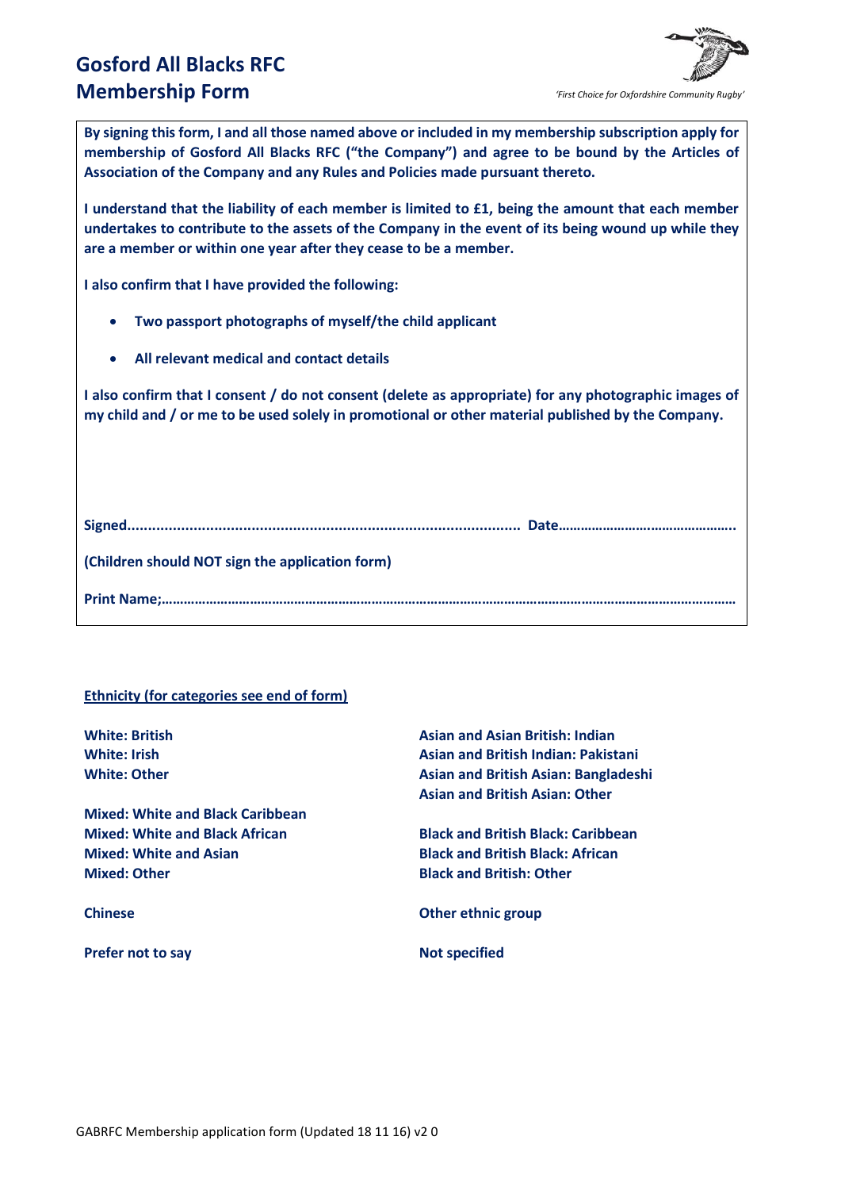# Gosford All Blacks RFC
# Membership Form

*'First Choice for Oxfordshire Community Rugby'*

**By signing this form, I and all those named above or included in my membership subscription apply for membership of Gosford All Blacks RFC ("the Company") and agree to be bound by the Articles of Association of the Company and any Rules and Policies made pursuant thereto.**

**I understand that the liability of each member is limited to £1, being the amount that each member undertakes to contribute to the assets of the Company in the event of its being wound up while they are a member or within one year after they cease to be a member.**

**I also confirm that I have provided the following:**

- **Two passport photographs of myself/the child applicant**
- **All relevant medical and contact details**

**I also confirm that I consent / do not consent (delete as appropriate) for any photographic images of my child and / or me to be used solely in promotional or other material published by the Company.**

**Signed.............................................................................................. Date…………………………………………..**

**(Children should NOT sign the application form)**

**Print Name;……………………………………………………………………………………………………………………………………**

**Ethnicity (for categories see end of form)**

**White: British**
**White: Irish**
**White: Other**

**Mixed: White and Black Caribbean**
**Mixed: White and Black African**
**Mixed: White and Asian**
**Mixed: Other**

**Chinese**

**Prefer not to say**

**Asian and Asian British: Indian**
**Asian and British Indian: Pakistani**
**Asian and British Asian: Bangladeshi**
**Asian and British Asian: Other**

**Black and British Black: Caribbean**
**Black and British Black: African**
**Black and British: Other**

**Other ethnic group**

**Not specified**

GABRFC Membership application form (Updated 18 11 16) v2 0